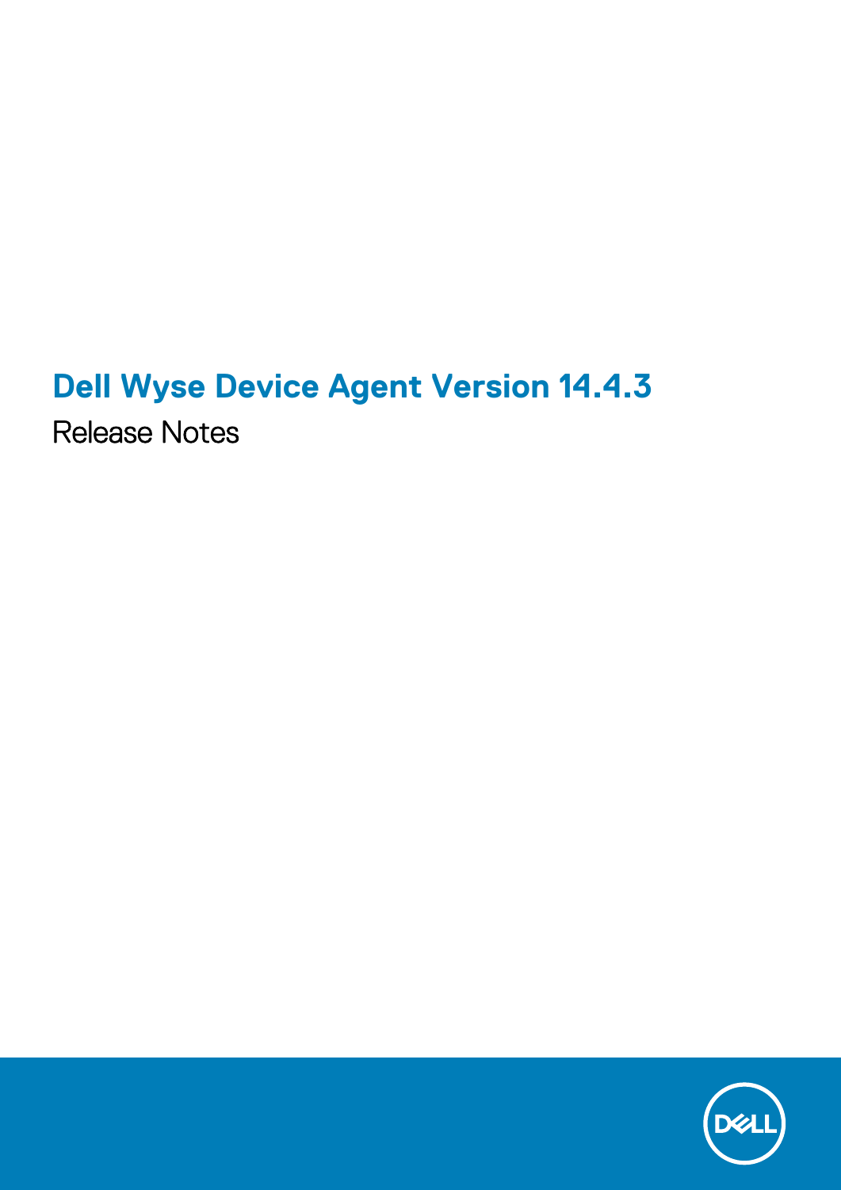# Dell Wyse Device Agent Version 14.4.3

Release Notes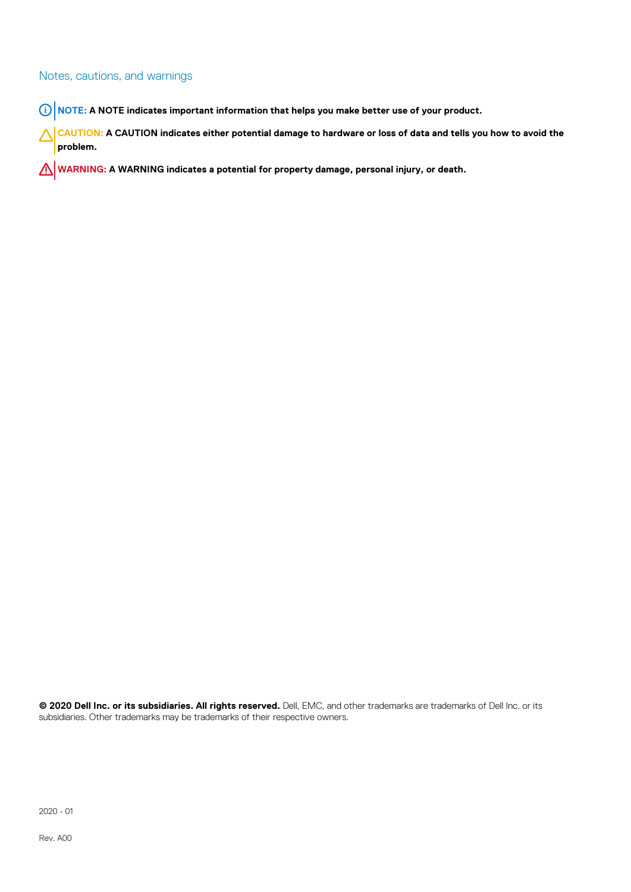## Notes, cautions, and warnings

**NOTE: A NOTE indicates important information that helps you make better use of your product.**

**CAUTION: A CAUTION indicates either potential damage to hardware or loss of data and tells you how to avoid the problem.**

**WARNING: A WARNING indicates a potential for property damage, personal injury, or death.**

**© 2020 Dell Inc. or its subsidiaries. All rights reserved.** Dell, EMC, and other trademarks are trademarks of Dell Inc. or its subsidiaries. Other trademarks may be trademarks of their respective owners.

2020 - 01

Rev. A00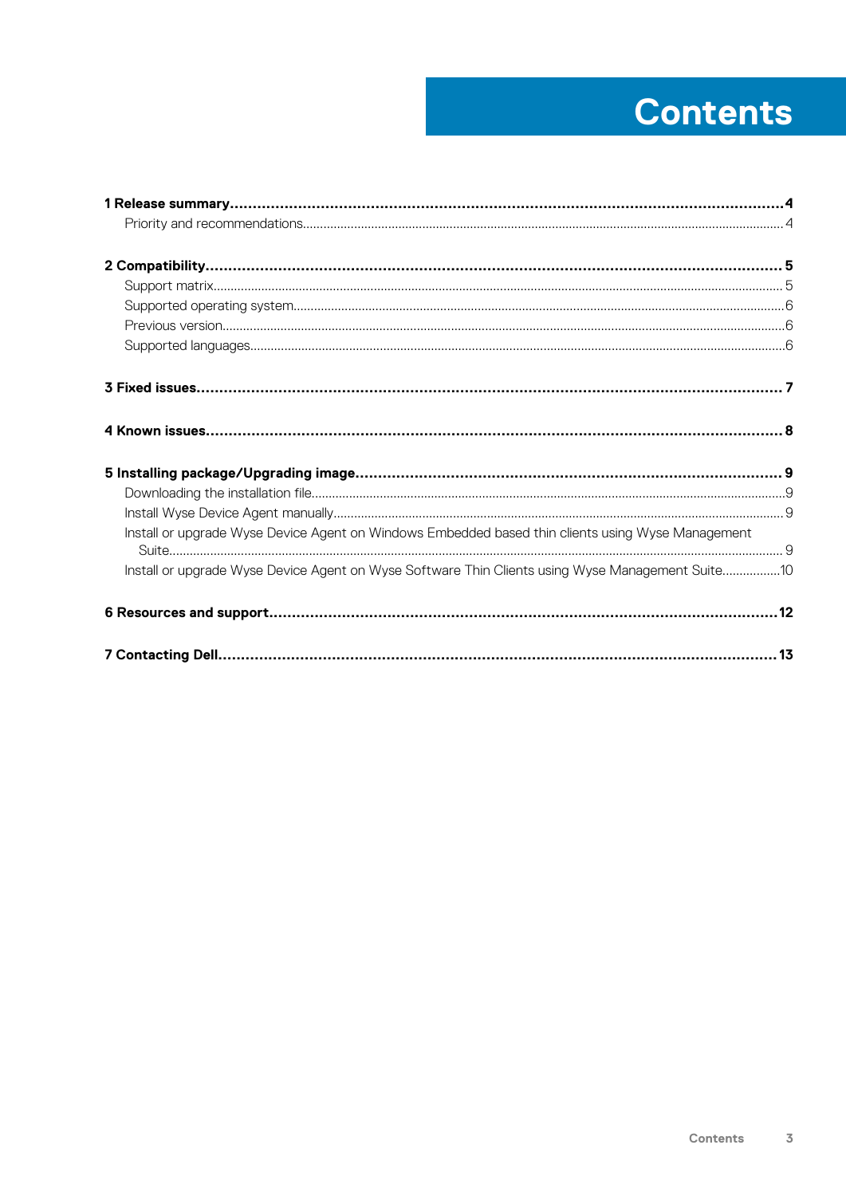# Contents

**1 Release summary.......................................................4**

Priority and recommendations.......................................................4

**2 Compatibility.......................................................5**

Support matrix.......................................................5

Supported operating system.......................................................6

Previous version.......................................................6

Supported languages.......................................................6

**3 Fixed issues.......................................................7**

**4 Known issues.......................................................8**

**5 Installing package/Upgrading image.......................................................9**

Downloading the installation file.......................................................9

Install Wyse Device Agent manually.......................................................9

Install or upgrade Wyse Device Agent on Windows Embedded based thin clients using Wyse Management Suite.......................................................9

Install or upgrade Wyse Device Agent on Wyse Software Thin Clients using Wyse Management Suite.................10

**6 Resources and support.......................................................12**

**7 Contacting Dell.......................................................13**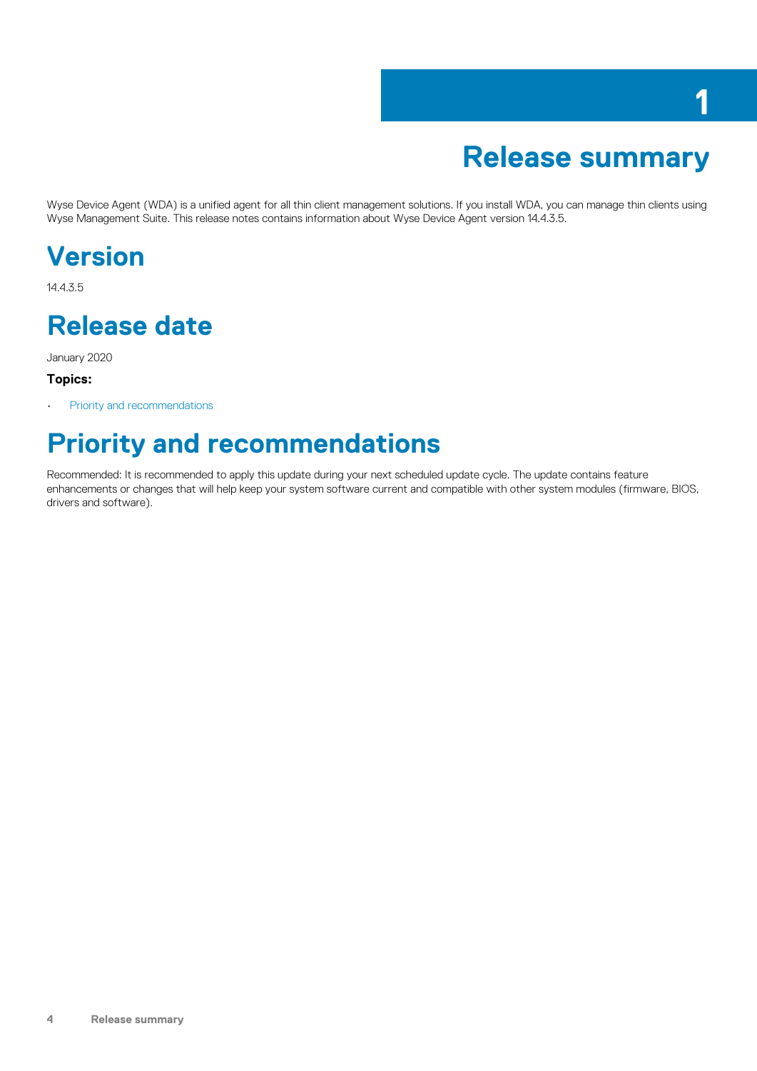# 1 Release summary

Wyse Device Agent (WDA) is a unified agent for all thin client management solutions. If you install WDA, you can manage thin clients using Wyse Management Suite. This release notes contains information about Wyse Device Agent version 14.4.3.5.

## Version

14.4.3.5

## Release date

January 2020

**Topics:**

- Priority and recommendations

## Priority and recommendations

Recommended: It is recommended to apply this update during your next scheduled update cycle. The update contains feature enhancements or changes that will help keep your system software current and compatible with other system modules (firmware, BIOS, drivers and software).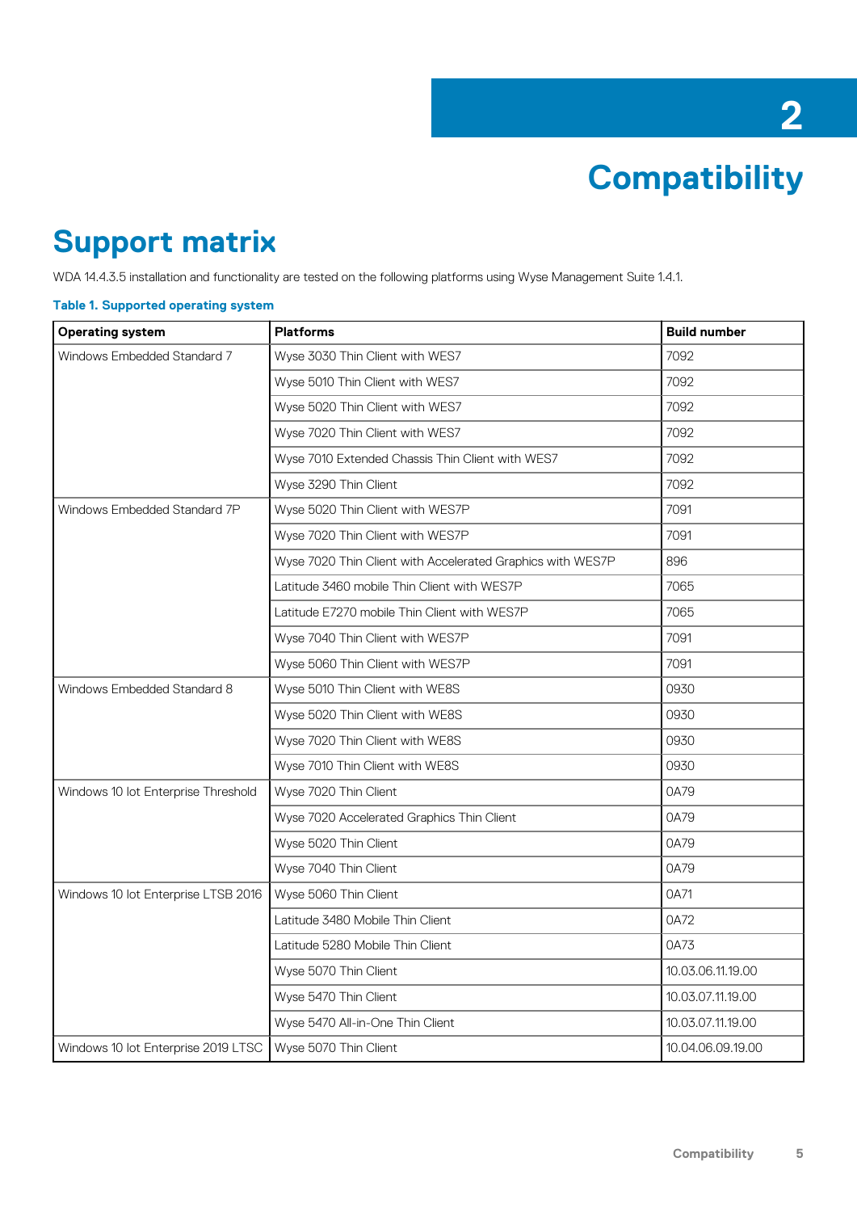# 2 Compatibility

## Support matrix

WDA 14.4.3.5 installation and functionality are tested on the following platforms using Wyse Management Suite 1.4.1.

**Table 1. Supported operating system**

| Operating system | Platforms | Build number |
|---|---|---|
| Windows Embedded Standard 7 | Wyse 3030 Thin Client with WES7 | 7092 |
| | Wyse 5010 Thin Client with WES7 | 7092 |
| | Wyse 5020 Thin Client with WES7 | 7092 |
| | Wyse 7020 Thin Client with WES7 | 7092 |
| | Wyse 7010 Extended Chassis Thin Client with WES7 | 7092 |
| | Wyse 3290 Thin Client | 7092 |
| Windows Embedded Standard 7P | Wyse 5020 Thin Client with WES7P | 7091 |
| | Wyse 7020 Thin Client with WES7P | 7091 |
| | Wyse 7020 Thin Client with Accelerated Graphics with WES7P | 896 |
| | Latitude 3460 mobile Thin Client with WES7P | 7065 |
| | Latitude E7270 mobile Thin Client with WES7P | 7065 |
| | Wyse 7040 Thin Client with WES7P | 7091 |
| | Wyse 5060 Thin Client with WES7P | 7091 |
| Windows Embedded Standard 8 | Wyse 5010 Thin Client with WE8S | 0930 |
| | Wyse 5020 Thin Client with WE8S | 0930 |
| | Wyse 7020 Thin Client with WE8S | 0930 |
| | Wyse 7010 Thin Client with WE8S | 0930 |
| Windows 10 Iot Enterprise Threshold | Wyse 7020 Thin Client | 0A79 |
| | Wyse 7020 Accelerated Graphics Thin Client | 0A79 |
| | Wyse 5020 Thin Client | 0A79 |
| | Wyse 7040 Thin Client | 0A79 |
| Windows 10 Iot Enterprise LTSB 2016 | Wyse 5060 Thin Client | 0A71 |
| | Latitude 3480 Mobile Thin Client | 0A72 |
| | Latitude 5280 Mobile Thin Client | 0A73 |
| | Wyse 5070 Thin Client | 10.03.06.11.19.00 |
| | Wyse 5470 Thin Client | 10.03.07.11.19.00 |
| | Wyse 5470 All-in-One Thin Client | 10.03.07.11.19.00 |
| Windows 10 Iot Enterprise 2019 LTSC | Wyse 5070 Thin Client | 10.04.06.09.19.00 |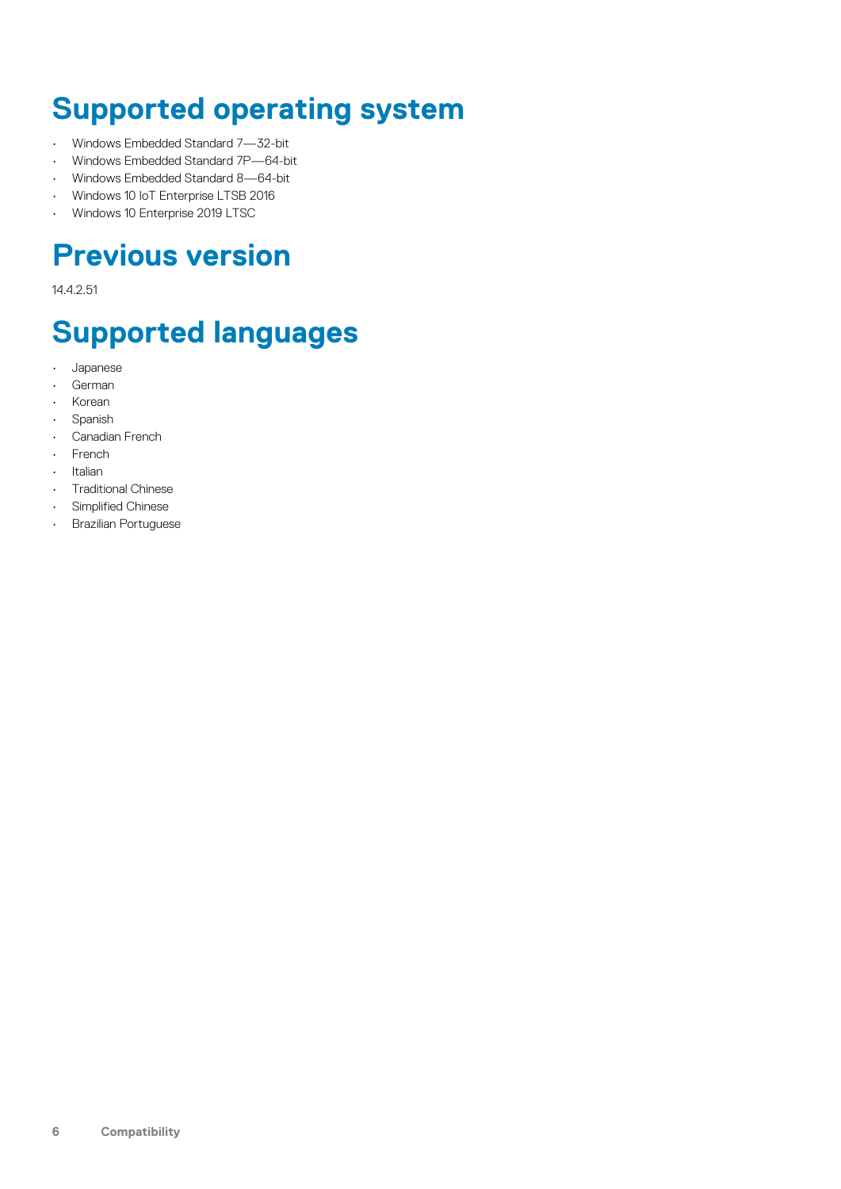# Supported operating system

- Windows Embedded Standard 7—32-bit
- Windows Embedded Standard 7P—64-bit
- Windows Embedded Standard 8—64-bit
- Windows 10 IoT Enterprise LTSB 2016
- Windows 10 Enterprise 2019 LTSC

# Previous version

14.4.2.51

# Supported languages

- Japanese
- German
- Korean
- Spanish
- Canadian French
- French
- Italian
- Traditional Chinese
- Simplified Chinese
- Brazilian Portuguese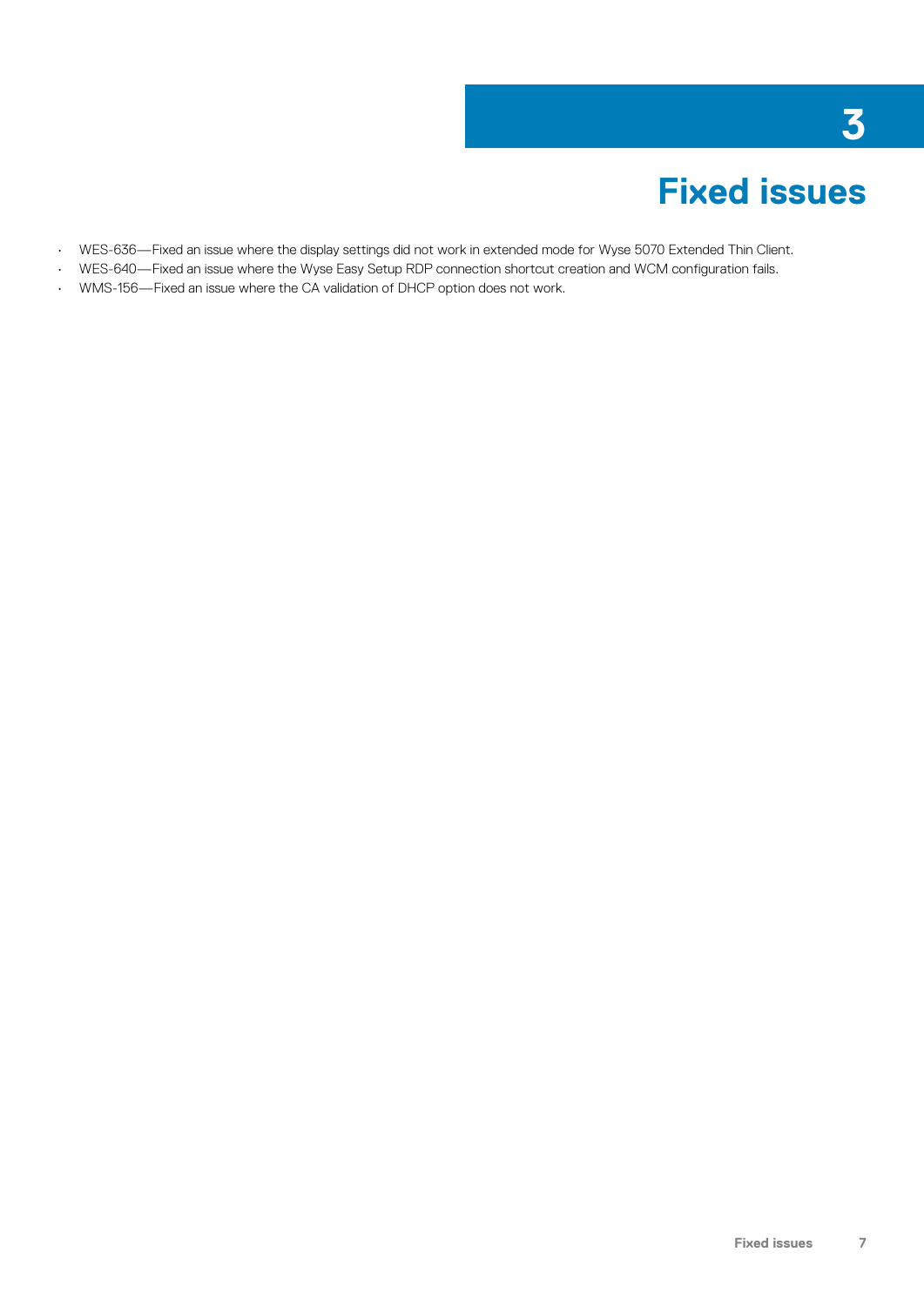# 3 Fixed issues

- WES-636—Fixed an issue where the display settings did not work in extended mode for Wyse 5070 Extended Thin Client.
- WES-640—Fixed an issue where the Wyse Easy Setup RDP connection shortcut creation and WCM configuration fails.
- WMS-156—Fixed an issue where the CA validation of DHCP option does not work.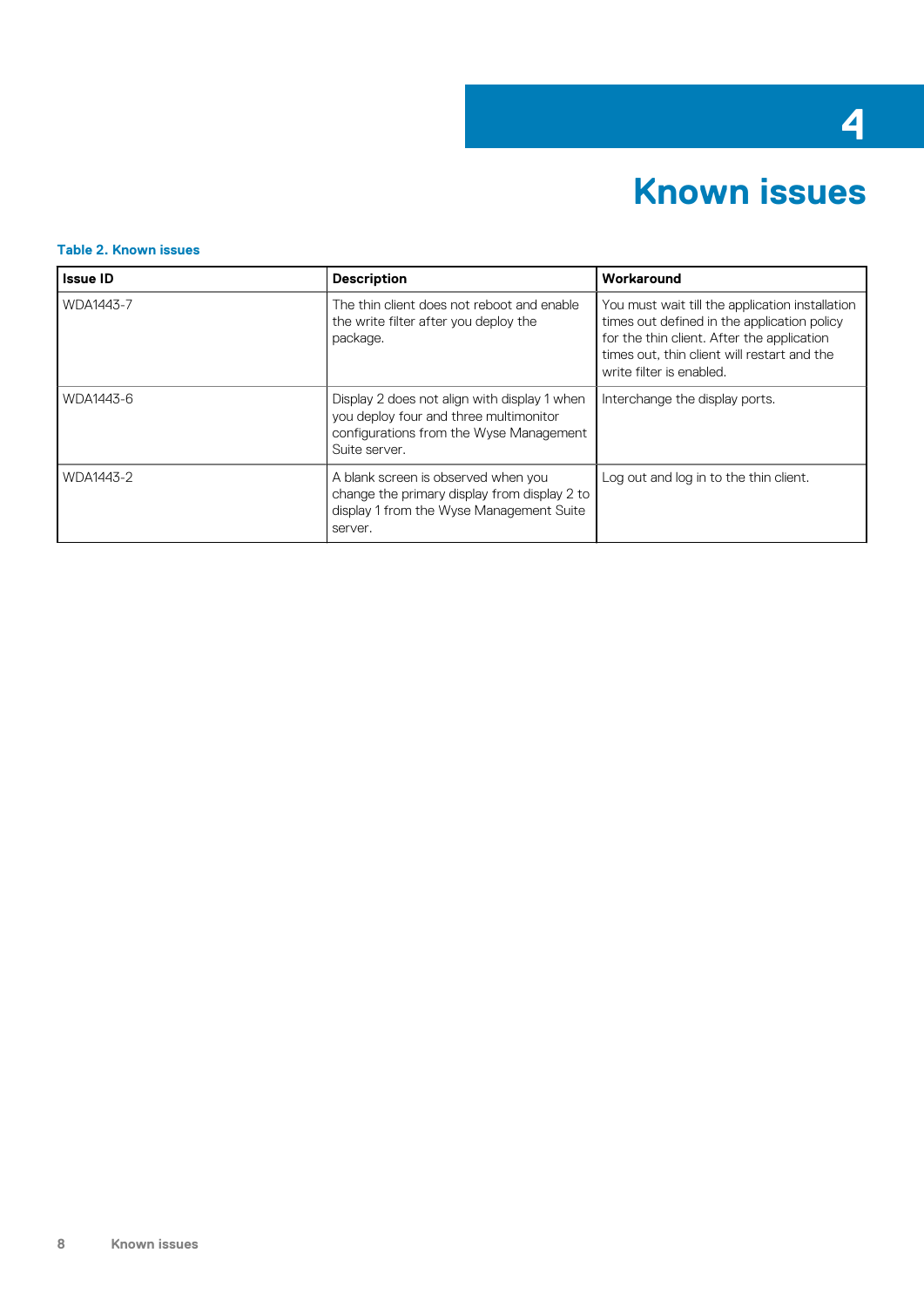# 4 Known issues

**Table 2. Known issues**

| Issue ID | Description | Workaround |
|---|---|---|
| WDA1443-7 | The thin client does not reboot and enable the write filter after you deploy the package. | You must wait till the application installation times out defined in the application policy for the thin client. After the application times out, thin client will restart and the write filter is enabled. |
| WDA1443-6 | Display 2 does not align with display 1 when you deploy four and three multimonitor configurations from the Wyse Management Suite server. | Interchange the display ports. |
| WDA1443-2 | A blank screen is observed when you change the primary display from display 2 to display 1 from the Wyse Management Suite server. | Log out and log in to the thin client. |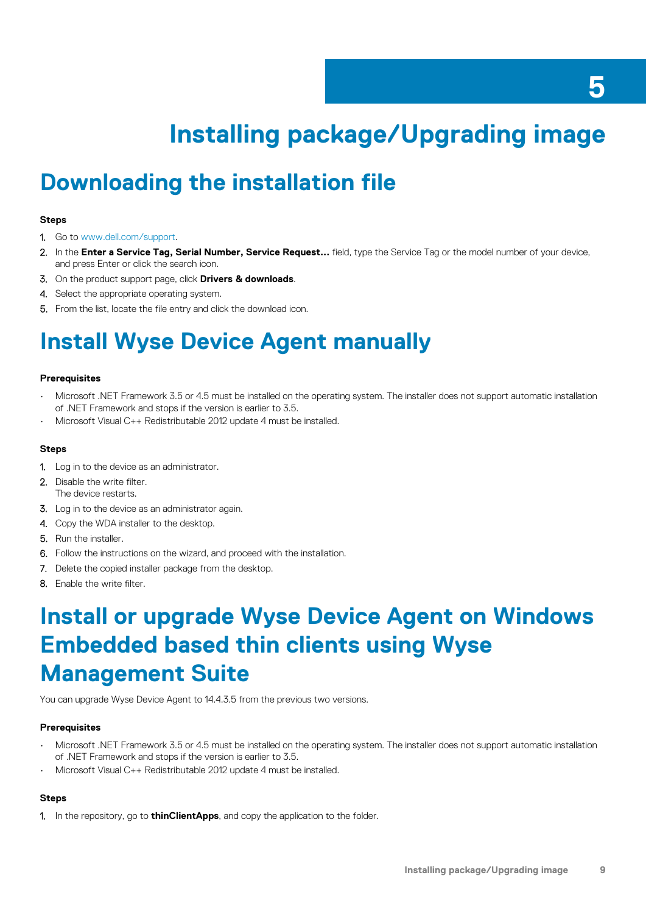# 5 Installing package/Upgrading image

## Downloading the installation file

### Steps

1. Go to www.dell.com/support.
2. In the **Enter a Service Tag, Serial Number, Service Request...** field, type the Service Tag or the model number of your device, and press Enter or click the search icon.
3. On the product support page, click **Drivers & downloads**.
4. Select the appropriate operating system.
5. From the list, locate the file entry and click the download icon.

## Install Wyse Device Agent manually

### Prerequisites

- Microsoft .NET Framework 3.5 or 4.5 must be installed on the operating system. The installer does not support automatic installation of .NET Framework and stops if the version is earlier to 3.5.
- Microsoft Visual C++ Redistributable 2012 update 4 must be installed.

### Steps

1. Log in to the device as an administrator.
2. Disable the write filter.
   The device restarts.
3. Log in to the device as an administrator again.
4. Copy the WDA installer to the desktop.
5. Run the installer.
6. Follow the instructions on the wizard, and proceed with the installation.
7. Delete the copied installer package from the desktop.
8. Enable the write filter.

## Install or upgrade Wyse Device Agent on Windows Embedded based thin clients using Wyse Management Suite

You can upgrade Wyse Device Agent to 14.4.3.5 from the previous two versions.

### Prerequisites

- Microsoft .NET Framework 3.5 or 4.5 must be installed on the operating system. The installer does not support automatic installation of .NET Framework and stops if the version is earlier to 3.5.
- Microsoft Visual C++ Redistributable 2012 update 4 must be installed.

### Steps

1. In the repository, go to **thinClientApps**, and copy the application to the folder.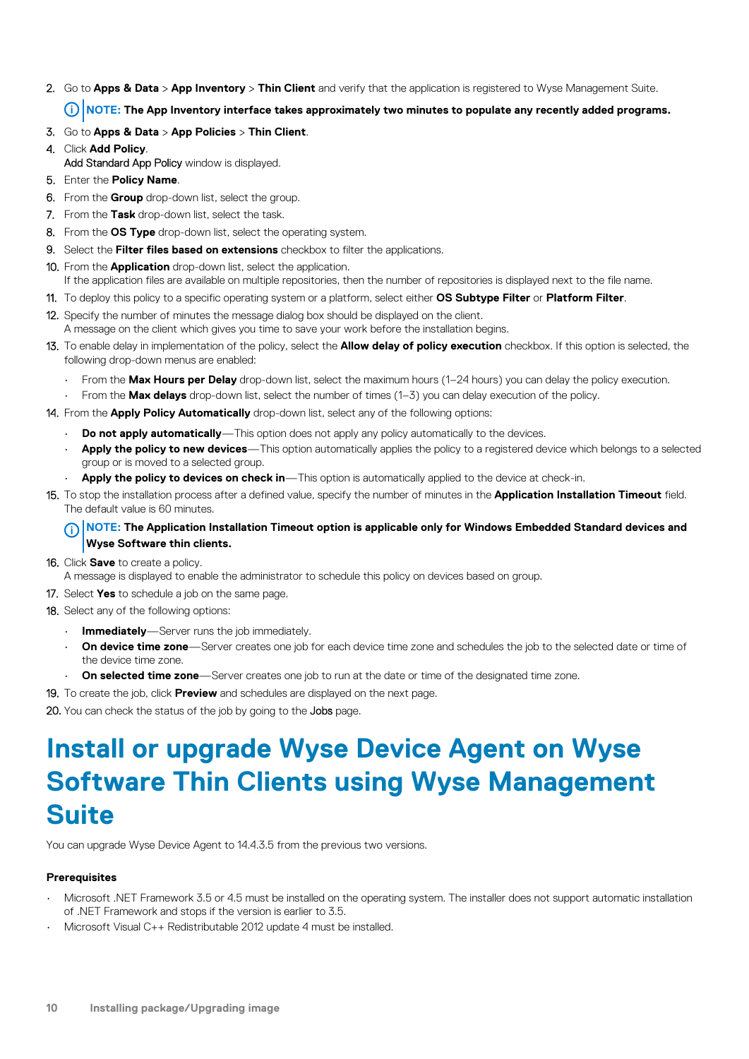2. Go to **Apps & Data** > **App Inventory** > **Thin Client** and verify that the application is registered to Wyse Management Suite.

   **NOTE: The App Inventory interface takes approximately two minutes to populate any recently added programs.**

3. Go to **Apps & Data** > **App Policies** > **Thin Client**.
4. Click **Add Policy**.
   Add Standard App Policy window is displayed.
5. Enter the **Policy Name**.
6. From the **Group** drop-down list, select the group.
7. From the **Task** drop-down list, select the task.
8. From the **OS Type** drop-down list, select the operating system.
9. Select the **Filter files based on extensions** checkbox to filter the applications.
10. From the **Application** drop-down list, select the application.
    If the application files are available on multiple repositories, then the number of repositories is displayed next to the file name.
11. To deploy this policy to a specific operating system or a platform, select either **OS Subtype Filter** or **Platform Filter**.
12. Specify the number of minutes the message dialog box should be displayed on the client.
    A message on the client which gives you time to save your work before the installation begins.
13. To enable delay in implementation of the policy, select the **Allow delay of policy execution** checkbox. If this option is selected, the following drop-down menus are enabled:
    - From the **Max Hours per Delay** drop-down list, select the maximum hours (1–24 hours) you can delay the policy execution.
    - From the **Max delays** drop-down list, select the number of times (1–3) you can delay execution of the policy.
14. From the **Apply Policy Automatically** drop-down list, select any of the following options:
    - **Do not apply automatically**—This option does not apply any policy automatically to the devices.
    - **Apply the policy to new devices**—This option automatically applies the policy to a registered device which belongs to a selected group or is moved to a selected group.
    - **Apply the policy to devices on check in**—This option is automatically applied to the device at check-in.
15. To stop the installation process after a defined value, specify the number of minutes in the **Application Installation Timeout** field. The default value is 60 minutes.

    **NOTE: The Application Installation Timeout option is applicable only for Windows Embedded Standard devices and Wyse Software thin clients.**

16. Click **Save** to create a policy.
    A message is displayed to enable the administrator to schedule this policy on devices based on group.
17. Select **Yes** to schedule a job on the same page.
18. Select any of the following options:
    - **Immediately**—Server runs the job immediately.
    - **On device time zone**—Server creates one job for each device time zone and schedules the job to the selected date or time of the device time zone.
    - **On selected time zone**—Server creates one job to run at the date or time of the designated time zone.
19. To create the job, click **Preview** and schedules are displayed on the next page.
20. You can check the status of the job by going to the Jobs page.

# Install or upgrade Wyse Device Agent on Wyse Software Thin Clients using Wyse Management Suite

You can upgrade Wyse Device Agent to 14.4.3.5 from the previous two versions.

### Prerequisites

- Microsoft .NET Framework 3.5 or 4.5 must be installed on the operating system. The installer does not support automatic installation of .NET Framework and stops if the version is earlier to 3.5.
- Microsoft Visual C++ Redistributable 2012 update 4 must be installed.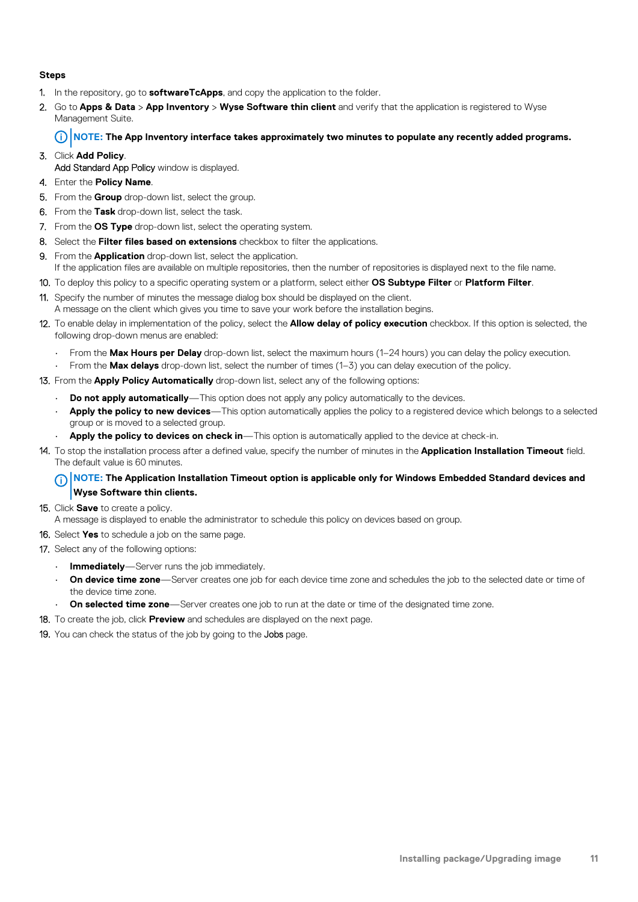**Steps**

1. In the repository, go to **softwareTcApps**, and copy the application to the folder.
2. Go to **Apps & Data** > **App Inventory** > **Wyse Software thin client** and verify that the application is registered to Wyse Management Suite.

   **NOTE: The App Inventory interface takes approximately two minutes to populate any recently added programs.**

3. Click **Add Policy**.
   Add Standard App Policy window is displayed.
4. Enter the **Policy Name**.
5. From the **Group** drop-down list, select the group.
6. From the **Task** drop-down list, select the task.
7. From the **OS Type** drop-down list, select the operating system.
8. Select the **Filter files based on extensions** checkbox to filter the applications.
9. From the **Application** drop-down list, select the application.
   If the application files are available on multiple repositories, then the number of repositories is displayed next to the file name.
10. To deploy this policy to a specific operating system or a platform, select either **OS Subtype Filter** or **Platform Filter**.
11. Specify the number of minutes the message dialog box should be displayed on the client.
    A message on the client which gives you time to save your work before the installation begins.
12. To enable delay in implementation of the policy, select the **Allow delay of policy execution** checkbox. If this option is selected, the following drop-down menus are enabled:
    - From the **Max Hours per Delay** drop-down list, select the maximum hours (1–24 hours) you can delay the policy execution.
    - From the **Max delays** drop-down list, select the number of times (1–3) you can delay execution of the policy.
13. From the **Apply Policy Automatically** drop-down list, select any of the following options:
    - **Do not apply automatically**—This option does not apply any policy automatically to the devices.
    - **Apply the policy to new devices**—This option automatically applies the policy to a registered device which belongs to a selected group or is moved to a selected group.
    - **Apply the policy to devices on check in**—This option is automatically applied to the device at check-in.
14. To stop the installation process after a defined value, specify the number of minutes in the **Application Installation Timeout** field. The default value is 60 minutes.

    **NOTE: The Application Installation Timeout option is applicable only for Windows Embedded Standard devices and Wyse Software thin clients.**

15. Click **Save** to create a policy.
    A message is displayed to enable the administrator to schedule this policy on devices based on group.
16. Select **Yes** to schedule a job on the same page.
17. Select any of the following options:
    - **Immediately**—Server runs the job immediately.
    - **On device time zone**—Server creates one job for each device time zone and schedules the job to the selected date or time of the device time zone.
    - **On selected time zone**—Server creates one job to run at the date or time of the designated time zone.
18. To create the job, click **Preview** and schedules are displayed on the next page.
19. You can check the status of the job by going to the Jobs page.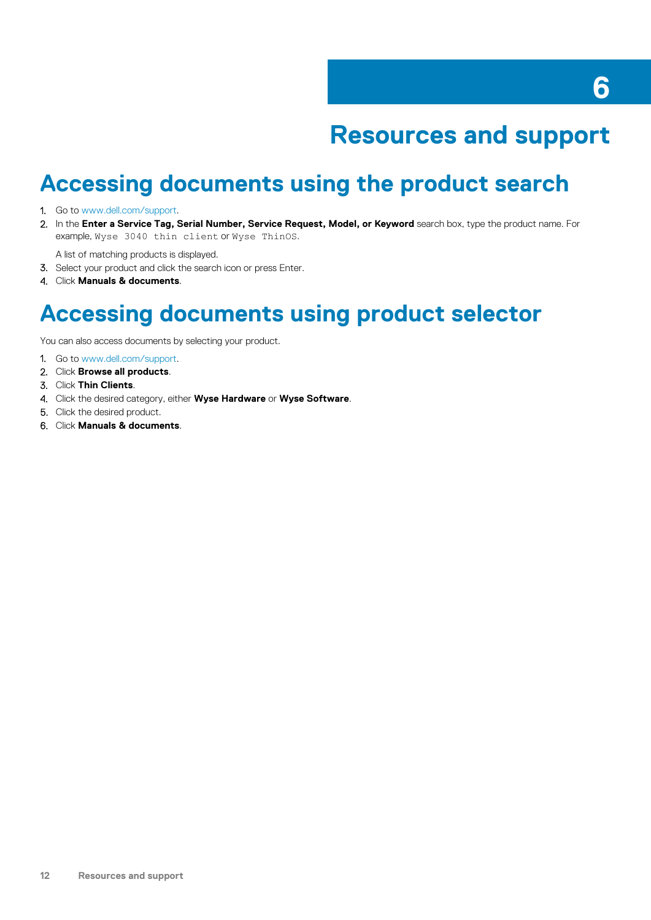# 6 Resources and support

## Accessing documents using the product search

1. Go to www.dell.com/support.
2. In the **Enter a Service Tag, Serial Number, Service Request, Model, or Keyword** search box, type the product name. For example, `Wyse 3040 thin client` or `Wyse ThinOS`.

   A list of matching products is displayed.
3. Select your product and click the search icon or press Enter.
4. Click **Manuals & documents**.

## Accessing documents using product selector

You can also access documents by selecting your product.

1. Go to www.dell.com/support.
2. Click **Browse all products**.
3. Click **Thin Clients**.
4. Click the desired category, either **Wyse Hardware** or **Wyse Software**.
5. Click the desired product.
6. Click **Manuals & documents**.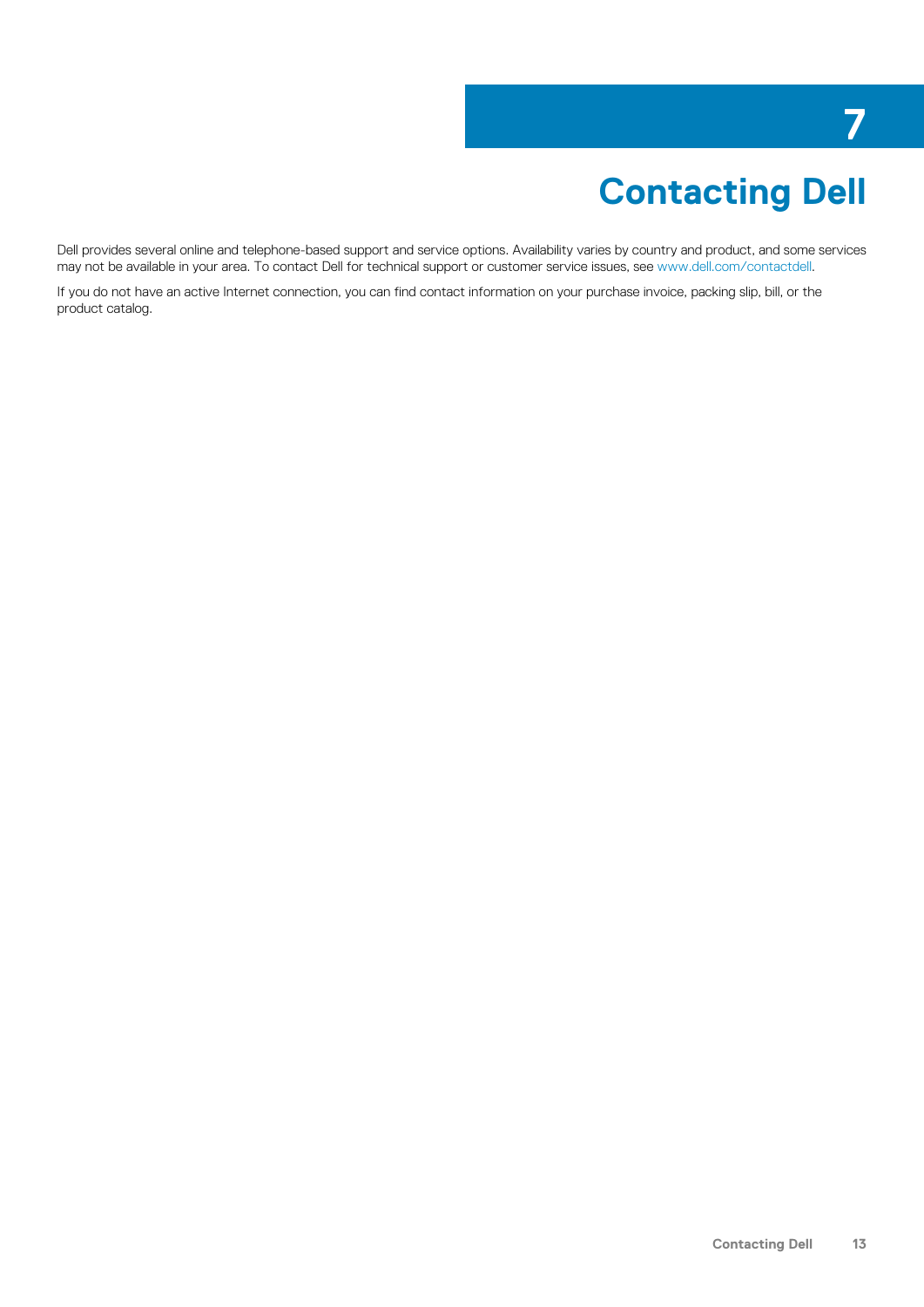# 7 Contacting Dell

Dell provides several online and telephone-based support and service options. Availability varies by country and product, and some services may not be available in your area. To contact Dell for technical support or customer service issues, see www.dell.com/contactdell.

If you do not have an active Internet connection, you can find contact information on your purchase invoice, packing slip, bill, or the product catalog.